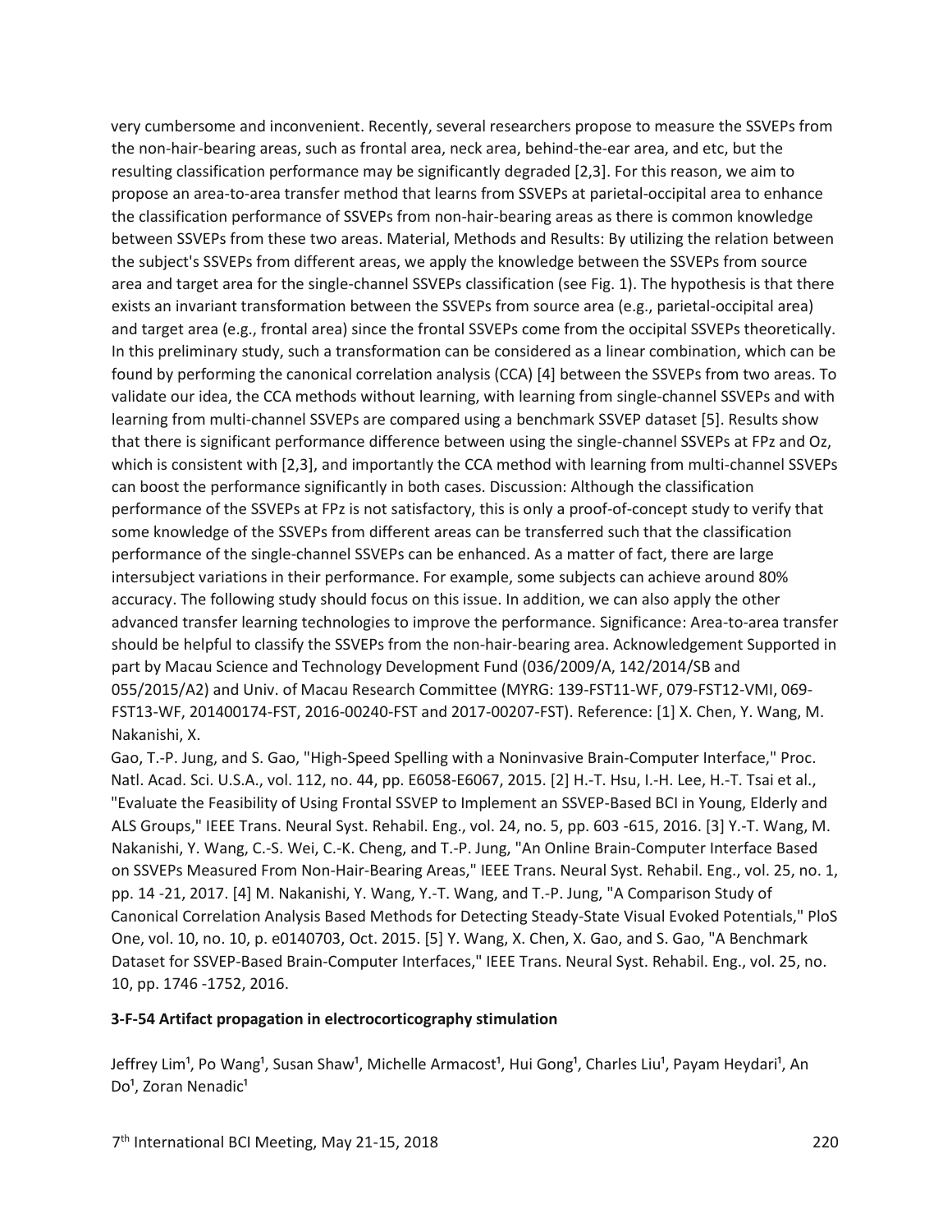very cumbersome and inconvenient. Recently, several researchers propose to measure the SSVEPs from the non-hair-bearing areas, such as frontal area, neck area, behind-the-ear area, and etc, but the resulting classification performance may be significantly degraded [2,3]. For this reason, we aim to propose an area-to-area transfer method that learns from SSVEPs at parietal-occipital area to enhance the classification performance of SSVEPs from non-hair-bearing areas as there is common knowledge between SSVEPs from these two areas. Material, Methods and Results: By utilizing the relation between the subject's SSVEPs from different areas, we apply the knowledge between the SSVEPs from source area and target area for the single-channel SSVEPs classification (see Fig. 1). The hypothesis is that there exists an invariant transformation between the SSVEPs from source area (e.g., parietal-occipital area) and target area (e.g., frontal area) since the frontal SSVEPs come from the occipital SSVEPs theoretically. In this preliminary study, such a transformation can be considered as a linear combination, which can be found by performing the canonical correlation analysis (CCA) [4] between the SSVEPs from two areas. To validate our idea, the CCA methods without learning, with learning from single-channel SSVEPs and with learning from multi-channel SSVEPs are compared using a benchmark SSVEP dataset [5]. Results show that there is significant performance difference between using the single-channel SSVEPs at FPz and Oz, which is consistent with [2,3], and importantly the CCA method with learning from multi-channel SSVEPs can boost the performance significantly in both cases. Discussion: Although the classification performance of the SSVEPs at FPz is not satisfactory, this is only a proof-of-concept study to verify that some knowledge of the SSVEPs from different areas can be transferred such that the classification performance of the single-channel SSVEPs can be enhanced. As a matter of fact, there are large intersubject variations in their performance. For example, some subjects can achieve around 80% accuracy. The following study should focus on this issue. In addition, we can also apply the other advanced transfer learning technologies to improve the performance. Significance: Area-to-area transfer should be helpful to classify the SSVEPs from the non-hair-bearing area. Acknowledgement Supported in part by Macau Science and Technology Development Fund (036/2009/A, 142/2014/SB and 055/2015/A2) and Univ. of Macau Research Committee (MYRG: 139-FST11-WF, 079-FST12-VMI, 069-FST13-WF, 201400174-FST, 2016-00240-FST and 2017-00207-FST). Reference: [1] X. Chen, Y. Wang, M. Nakanishi, X.
Gao, T.-P. Jung, and S. Gao, "High-Speed Spelling with a Noninvasive Brain-Computer Interface," Proc. Natl. Acad. Sci. U.S.A., vol. 112, no. 44, pp. E6058-E6067, 2015. [2] H.-T. Hsu, I.-H. Lee, H.-T. Tsai et al., "Evaluate the Feasibility of Using Frontal SSVEP to Implement an SSVEP-Based BCI in Young, Elderly and ALS Groups," IEEE Trans. Neural Syst. Rehabil. Eng., vol. 24, no. 5, pp. 603 -615, 2016. [3] Y.-T. Wang, M. Nakanishi, Y. Wang, C.-S. Wei, C.-K. Cheng, and T.-P. Jung, "An Online Brain-Computer Interface Based on SSVEPs Measured From Non-Hair-Bearing Areas," IEEE Trans. Neural Syst. Rehabil. Eng., vol. 25, no. 1, pp. 14 -21, 2017. [4] M. Nakanishi, Y. Wang, Y.-T. Wang, and T.-P. Jung, "A Comparison Study of Canonical Correlation Analysis Based Methods for Detecting Steady-State Visual Evoked Potentials," PloS One, vol. 10, no. 10, p. e0140703, Oct. 2015. [5] Y. Wang, X. Chen, X. Gao, and S. Gao, "A Benchmark Dataset for SSVEP-Based Brain-Computer Interfaces," IEEE Trans. Neural Syst. Rehabil. Eng., vol. 25, no. 10, pp. 1746 -1752, 2016.

### 3-F-54 Artifact propagation in electrocorticography stimulation

Jeffrey Lim[1], Po Wang[1], Susan Shaw[1], Michelle Armacost[1], Hui Gong[1], Charles Liu[1], Payam Heydari[1], An Do[1], Zoran Nenadic[1]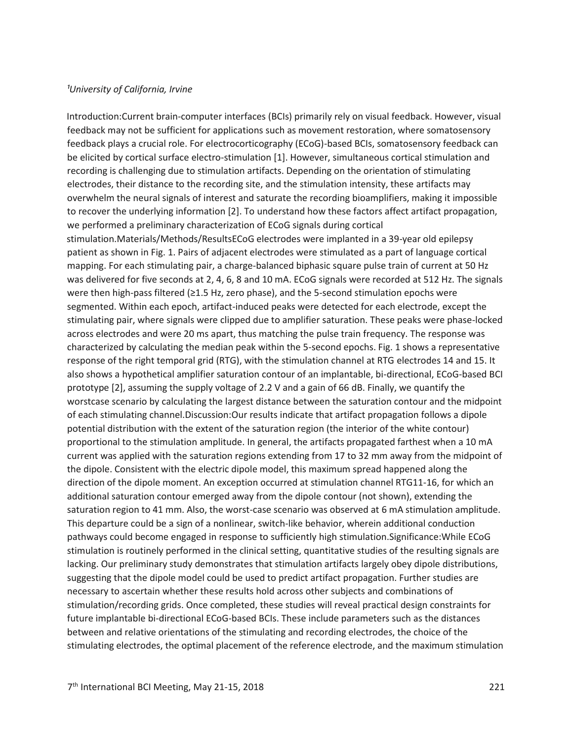*[1]University of California, Irvine*

Introduction:Current brain-computer interfaces (BCIs) primarily rely on visual feedback. However, visual feedback may not be sufficient for applications such as movement restoration, where somatosensory feedback plays a crucial role. For electrocorticography (ECoG)-based BCIs, somatosensory feedback can be elicited by cortical surface electro-stimulation [1]. However, simultaneous cortical stimulation and recording is challenging due to stimulation artifacts. Depending on the orientation of stimulating electrodes, their distance to the recording site, and the stimulation intensity, these artifacts may overwhelm the neural signals of interest and saturate the recording bioamplifiers, making it impossible to recover the underlying information [2]. To understand how these factors affect artifact propagation, we performed a preliminary characterization of ECoG signals during cortical stimulation.Materials/Methods/ResultsECoG electrodes were implanted in a 39-year old epilepsy patient as shown in Fig. 1. Pairs of adjacent electrodes were stimulated as a part of language cortical mapping. For each stimulating pair, a charge-balanced biphasic square pulse train of current at 50 Hz was delivered for five seconds at 2, 4, 6, 8 and 10 mA. ECoG signals were recorded at 512 Hz. The signals were then high-pass filtered (≥1.5 Hz, zero phase), and the 5-second stimulation epochs were segmented. Within each epoch, artifact-induced peaks were detected for each electrode, except the stimulating pair, where signals were clipped due to amplifier saturation. These peaks were phase-locked across electrodes and were 20 ms apart, thus matching the pulse train frequency. The response was characterized by calculating the median peak within the 5-second epochs. Fig. 1 shows a representative response of the right temporal grid (RTG), with the stimulation channel at RTG electrodes 14 and 15. It also shows a hypothetical amplifier saturation contour of an implantable, bi-directional, ECoG-based BCI prototype [2], assuming the supply voltage of 2.2 V and a gain of 66 dB. Finally, we quantify the worstcase scenario by calculating the largest distance between the saturation contour and the midpoint of each stimulating channel.Discussion:Our results indicate that artifact propagation follows a dipole potential distribution with the extent of the saturation region (the interior of the white contour) proportional to the stimulation amplitude. In general, the artifacts propagated farthest when a 10 mA current was applied with the saturation regions extending from 17 to 32 mm away from the midpoint of the dipole. Consistent with the electric dipole model, this maximum spread happened along the direction of the dipole moment. An exception occurred at stimulation channel RTG11-16, for which an additional saturation contour emerged away from the dipole contour (not shown), extending the saturation region to 41 mm. Also, the worst-case scenario was observed at 6 mA stimulation amplitude. This departure could be a sign of a nonlinear, switch-like behavior, wherein additional conduction pathways could become engaged in response to sufficiently high stimulation.Significance:While ECoG stimulation is routinely performed in the clinical setting, quantitative studies of the resulting signals are lacking. Our preliminary study demonstrates that stimulation artifacts largely obey dipole distributions, suggesting that the dipole model could be used to predict artifact propagation. Further studies are necessary to ascertain whether these results hold across other subjects and combinations of stimulation/recording grids. Once completed, these studies will reveal practical design constraints for future implantable bi-directional ECoG-based BCIs. These include parameters such as the distances between and relative orientations of the stimulating and recording electrodes, the choice of the stimulating electrodes, the optimal placement of the reference electrode, and the maximum stimulation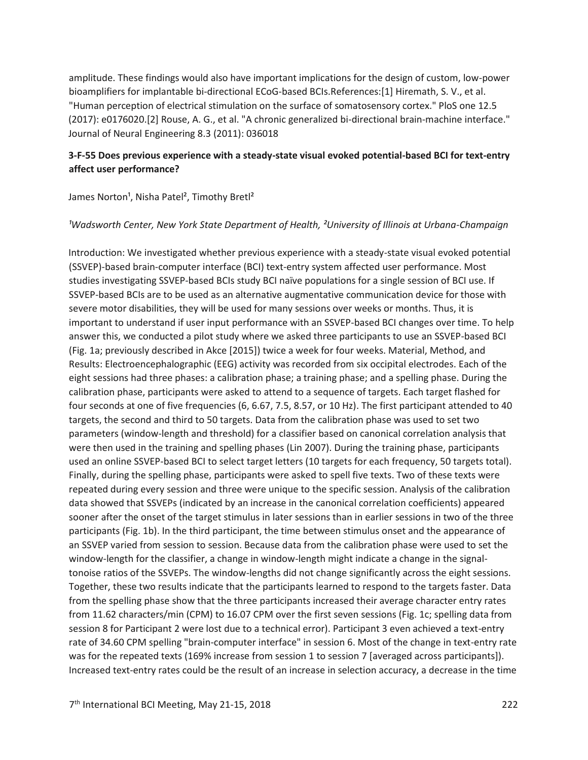amplitude. These findings would also have important implications for the design of custom, low-power bioamplifiers for implantable bi-directional ECoG-based BCIs.References:[1] Hiremath, S. V., et al. "Human perception of electrical stimulation on the surface of somatosensory cortex." PloS one 12.5 (2017): e0176020.[2] Rouse, A. G., et al. "A chronic generalized bi-directional brain-machine interface." Journal of Neural Engineering 8.3 (2011): 036018

### 3-F-55 Does previous experience with a steady-state visual evoked potential-based BCI for text-entry affect user performance?

James Norton[1], Nisha Patel[2], Timothy Bretl[2]

*[1]Wadsworth Center, New York State Department of Health, [2]University of Illinois at Urbana-Champaign*

Introduction: We investigated whether previous experience with a steady-state visual evoked potential (SSVEP)-based brain-computer interface (BCI) text-entry system affected user performance. Most studies investigating SSVEP-based BCIs study BCI naïve populations for a single session of BCI use. If SSVEP-based BCIs are to be used as an alternative augmentative communication device for those with severe motor disabilities, they will be used for many sessions over weeks or months. Thus, it is important to understand if user input performance with an SSVEP-based BCI changes over time. To help answer this, we conducted a pilot study where we asked three participants to use an SSVEP-based BCI (Fig. 1a; previously described in Akce [2015]) twice a week for four weeks. Material, Method, and Results: Electroencephalographic (EEG) activity was recorded from six occipital electrodes. Each of the eight sessions had three phases: a calibration phase; a training phase; and a spelling phase. During the calibration phase, participants were asked to attend to a sequence of targets. Each target flashed for four seconds at one of five frequencies (6, 6.67, 7.5, 8.57, or 10 Hz). The first participant attended to 40 targets, the second and third to 50 targets. Data from the calibration phase was used to set two parameters (window-length and threshold) for a classifier based on canonical correlation analysis that were then used in the training and spelling phases (Lin 2007). During the training phase, participants used an online SSVEP-based BCI to select target letters (10 targets for each frequency, 50 targets total). Finally, during the spelling phase, participants were asked to spell five texts. Two of these texts were repeated during every session and three were unique to the specific session. Analysis of the calibration data showed that SSVEPs (indicated by an increase in the canonical correlation coefficients) appeared sooner after the onset of the target stimulus in later sessions than in earlier sessions in two of the three participants (Fig. 1b). In the third participant, the time between stimulus onset and the appearance of an SSVEP varied from session to session. Because data from the calibration phase were used to set the window-length for the classifier, a change in window-length might indicate a change in the signal-tonoise ratios of the SSVEPs. The window-lengths did not change significantly across the eight sessions. Together, these two results indicate that the participants learned to respond to the targets faster. Data from the spelling phase show that the three participants increased their average character entry rates from 11.62 characters/min (CPM) to 16.07 CPM over the first seven sessions (Fig. 1c; spelling data from session 8 for Participant 2 were lost due to a technical error). Participant 3 even achieved a text-entry rate of 34.60 CPM spelling "brain-computer interface" in session 6. Most of the change in text-entry rate was for the repeated texts (169% increase from session 1 to session 7 [averaged across participants]). Increased text-entry rates could be the result of an increase in selection accuracy, a decrease in the time